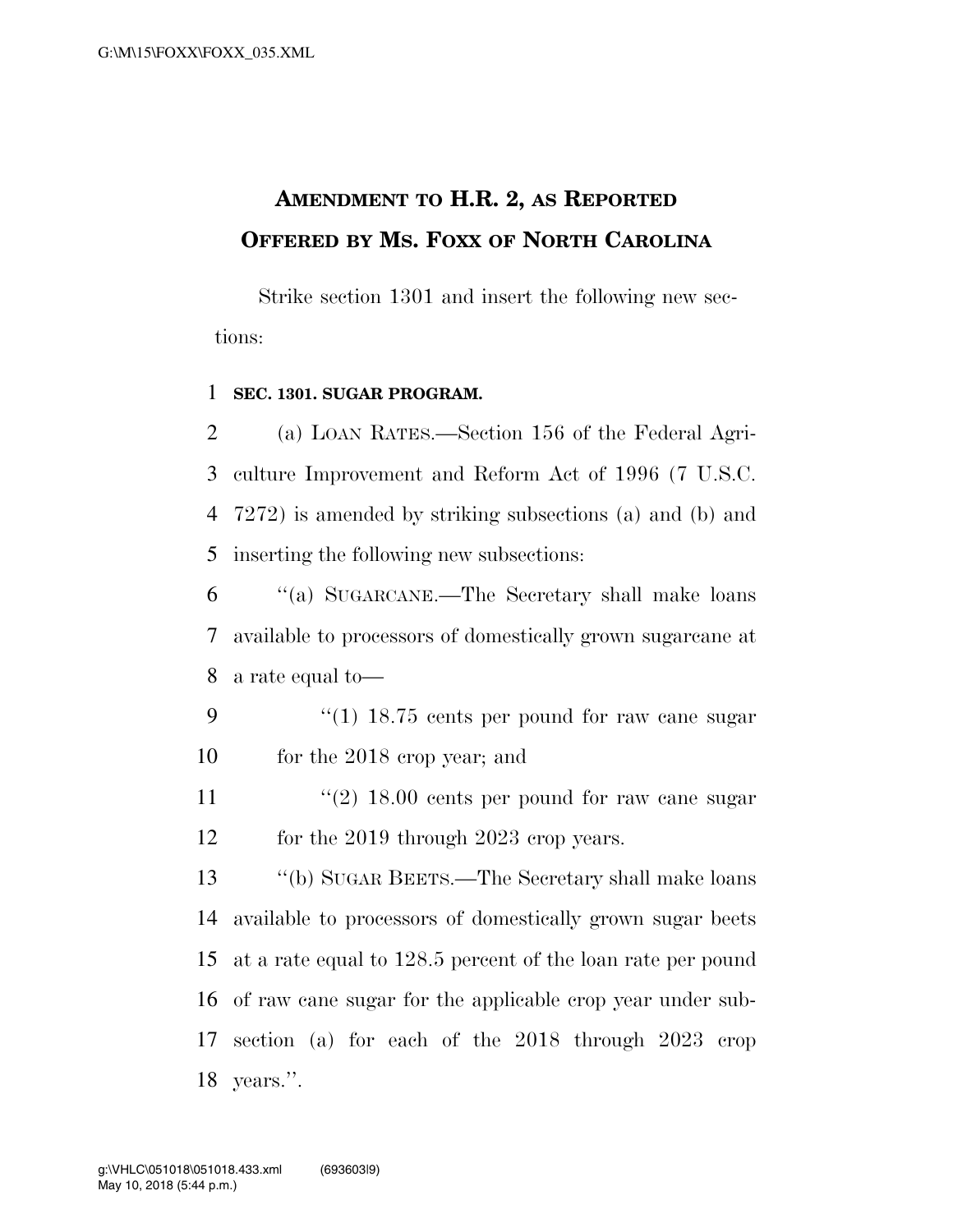# AMENDMENT TO H.R. 2, AS REPORTED OFFERED BY MS. FOXX OF NORTH CAROLINA

Strike section 1301 and insert the following new sections:

**SEC. 1301. SUGAR PROGRAM.**

(a) LOAN RATES.—Section 156 of the Federal Agriculture Improvement and Reform Act of 1996 (7 U.S.C. 7272) is amended by striking subsections (a) and (b) and inserting the following new subsections:

"(a) SUGARCANE.—The Secretary shall make loans available to processors of domestically grown sugarcane at a rate equal to—

"(1) 18.75 cents per pound for raw cane sugar for the 2018 crop year; and

"(2) 18.00 cents per pound for raw cane sugar for the 2019 through 2023 crop years.

"(b) SUGAR BEETS.—The Secretary shall make loans available to processors of domestically grown sugar beets at a rate equal to 128.5 percent of the loan rate per pound of raw cane sugar for the applicable crop year under subsection (a) for each of the 2018 through 2023 crop years.".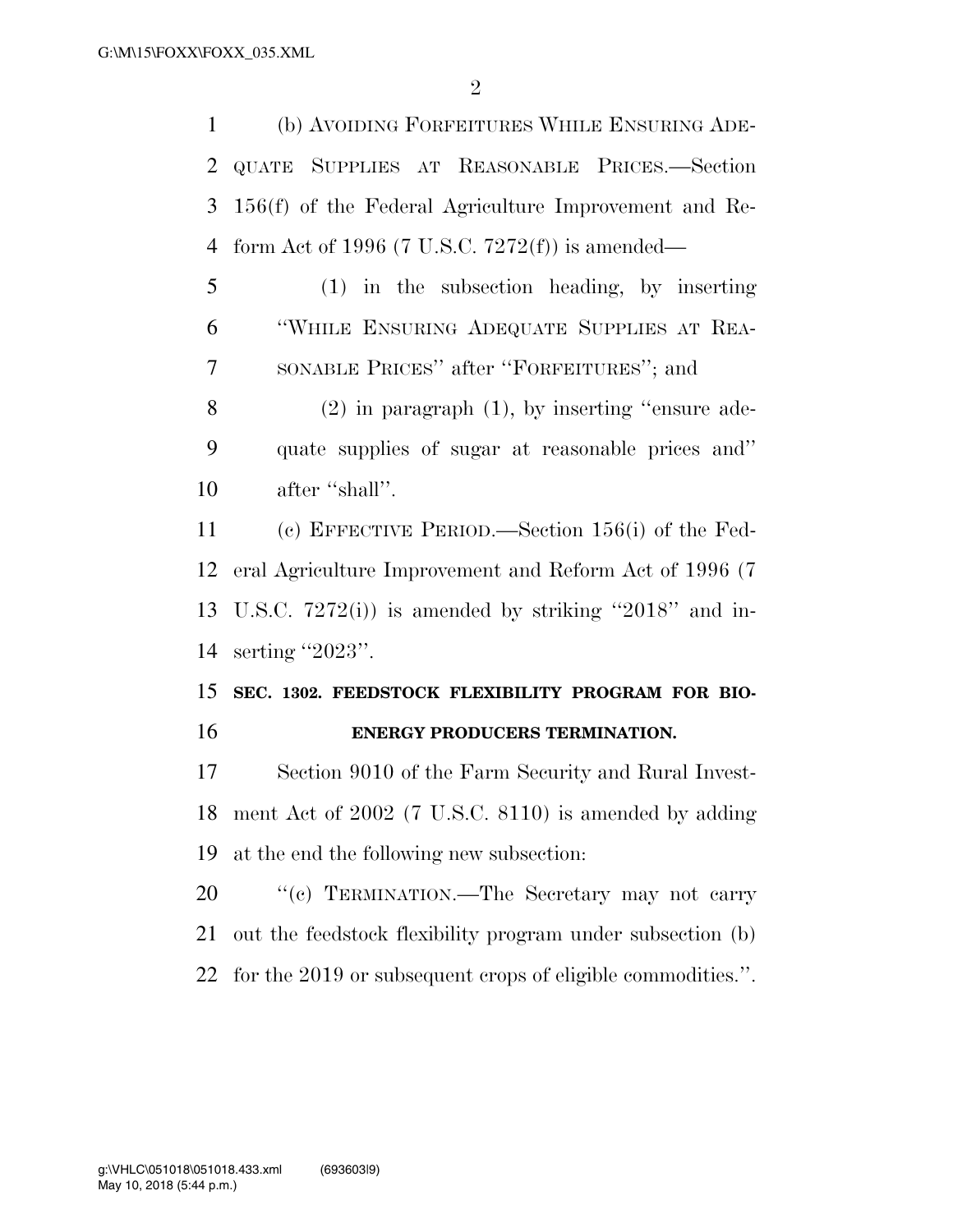(b) AVOIDING FORFEITURES WHILE ENSURING ADEQUATE SUPPLIES AT REASONABLE PRICES.—Section 156(f) of the Federal Agriculture Improvement and Reform Act of 1996 (7 U.S.C. 7272(f)) is amended—

(1) in the subsection heading, by inserting ''WHILE ENSURING ADEQUATE SUPPLIES AT REASONABLE PRICES'' after ''FORFEITURES''; and

(2) in paragraph (1), by inserting ''ensure adequate supplies of sugar at reasonable prices and'' after ''shall''.

(c) EFFECTIVE PERIOD.—Section 156(i) of the Federal Agriculture Improvement and Reform Act of 1996 (7 U.S.C. 7272(i)) is amended by striking ''2018'' and inserting ''2023''.

**SEC. 1302. FEEDSTOCK FLEXIBILITY PROGRAM FOR BIOENERGY PRODUCERS TERMINATION.**

Section 9010 of the Farm Security and Rural Investment Act of 2002 (7 U.S.C. 8110) is amended by adding at the end the following new subsection:

''(c) TERMINATION.—The Secretary may not carry out the feedstock flexibility program under subsection (b) for the 2019 or subsequent crops of eligible commodities.''.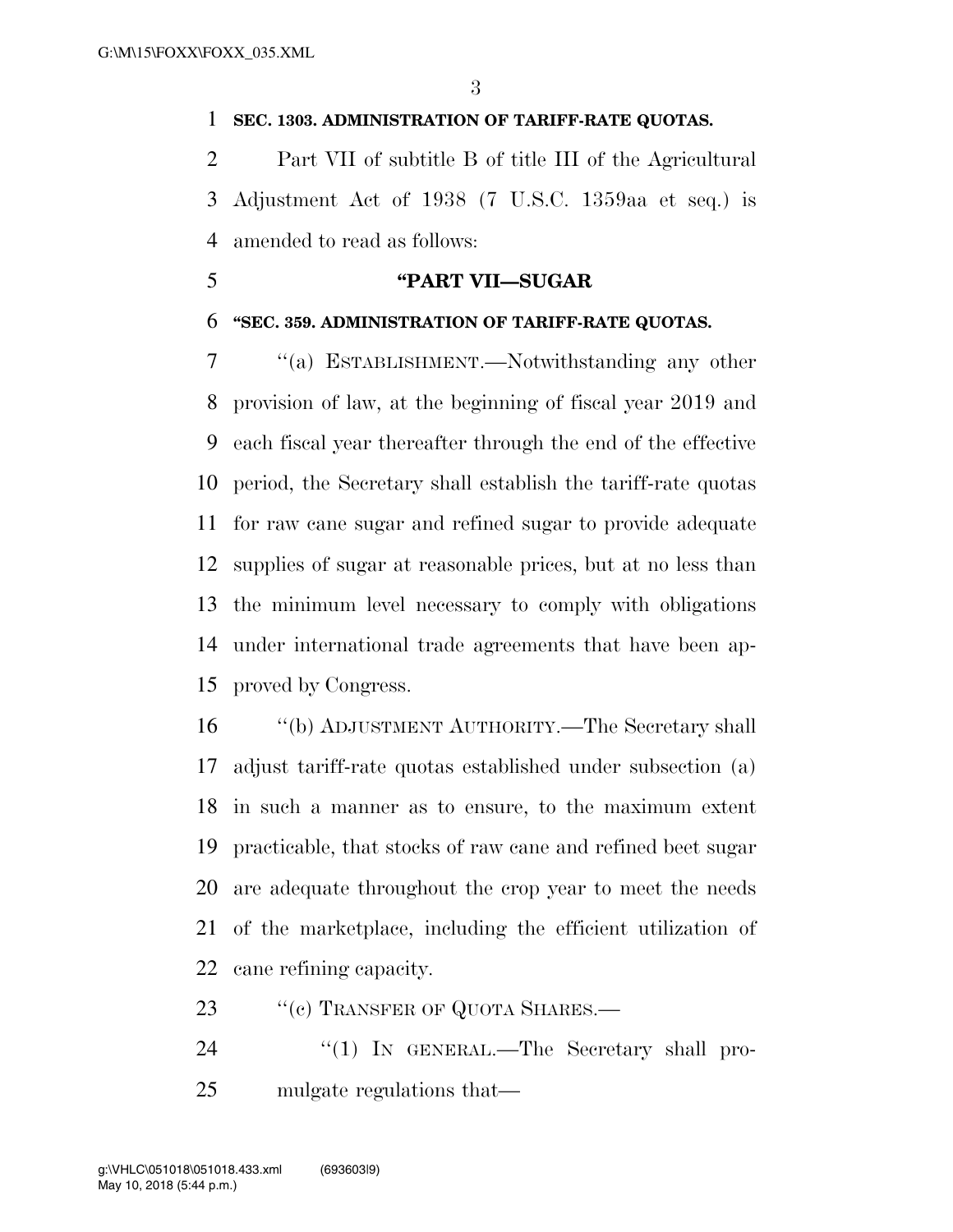**SEC. 1303. ADMINISTRATION OF TARIFF-RATE QUOTAS.**

Part VII of subtitle B of title III of the Agricultural Adjustment Act of 1938 (7 U.S.C. 1359aa et seq.) is amended to read as follows:

**"PART VII—SUGAR**

**"SEC. 359. ADMINISTRATION OF TARIFF-RATE QUOTAS.**

"(a) ESTABLISHMENT.—Notwithstanding any other provision of law, at the beginning of fiscal year 2019 and each fiscal year thereafter through the end of the effective period, the Secretary shall establish the tariff-rate quotas for raw cane sugar and refined sugar to provide adequate supplies of sugar at reasonable prices, but at no less than the minimum level necessary to comply with obligations under international trade agreements that have been approved by Congress.

"(b) ADJUSTMENT AUTHORITY.—The Secretary shall adjust tariff-rate quotas established under subsection (a) in such a manner as to ensure, to the maximum extent practicable, that stocks of raw cane and refined beet sugar are adequate throughout the crop year to meet the needs of the marketplace, including the efficient utilization of cane refining capacity.

"(c) TRANSFER OF QUOTA SHARES.—

"(1) IN GENERAL.—The Secretary shall promulgate regulations that—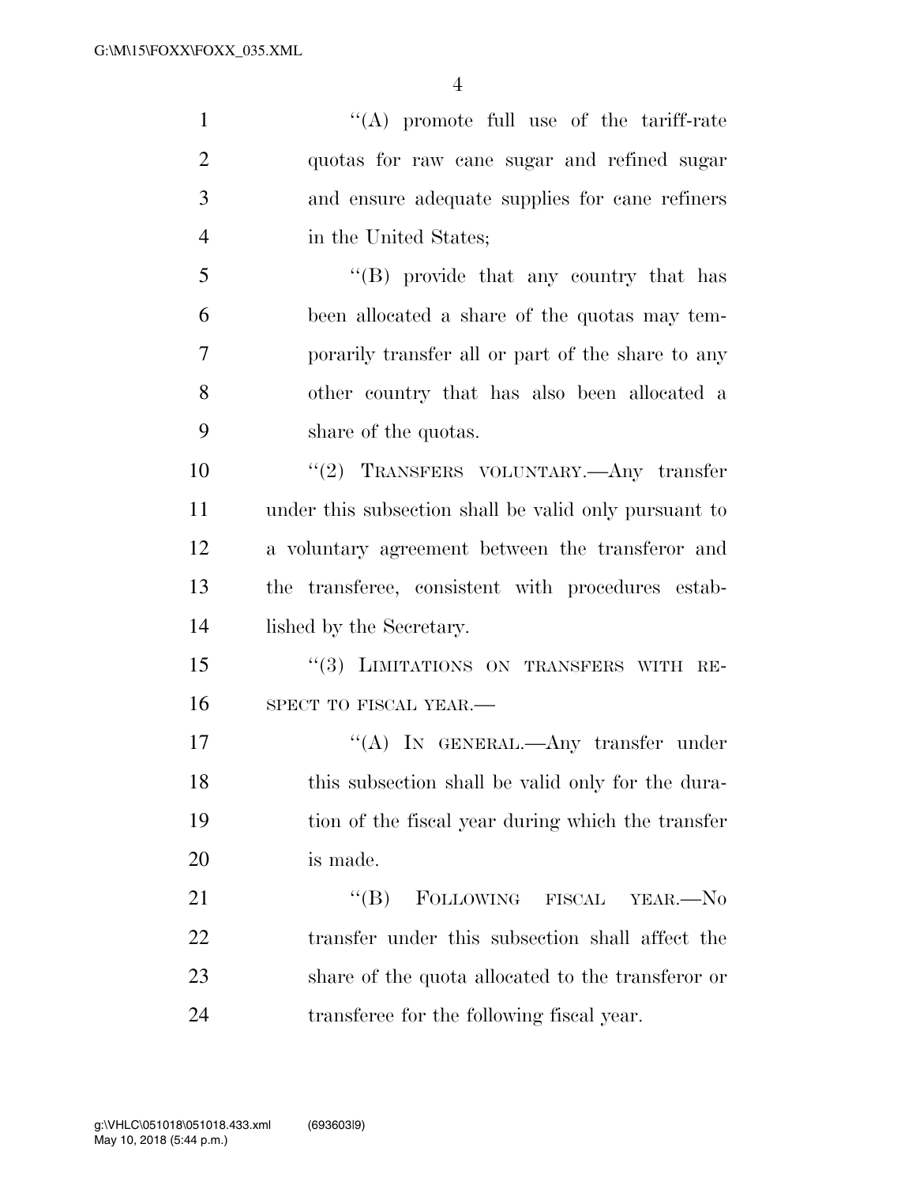''(A) promote full use of the tariff-rate quotas for raw cane sugar and refined sugar and ensure adequate supplies for cane refiners in the United States;

''(B) provide that any country that has been allocated a share of the quotas may temporarily transfer all or part of the share to any other country that has also been allocated a share of the quotas.

''(2) TRANSFERS VOLUNTARY.—Any transfer under this subsection shall be valid only pursuant to a voluntary agreement between the transferor and the transferee, consistent with procedures established by the Secretary.

''(3) LIMITATIONS ON TRANSFERS WITH RESPECT TO FISCAL YEAR.—

''(A) IN GENERAL.—Any transfer under this subsection shall be valid only for the duration of the fiscal year during which the transfer is made.

''(B) FOLLOWING FISCAL YEAR.—No transfer under this subsection shall affect the share of the quota allocated to the transferor or transferee for the following fiscal year.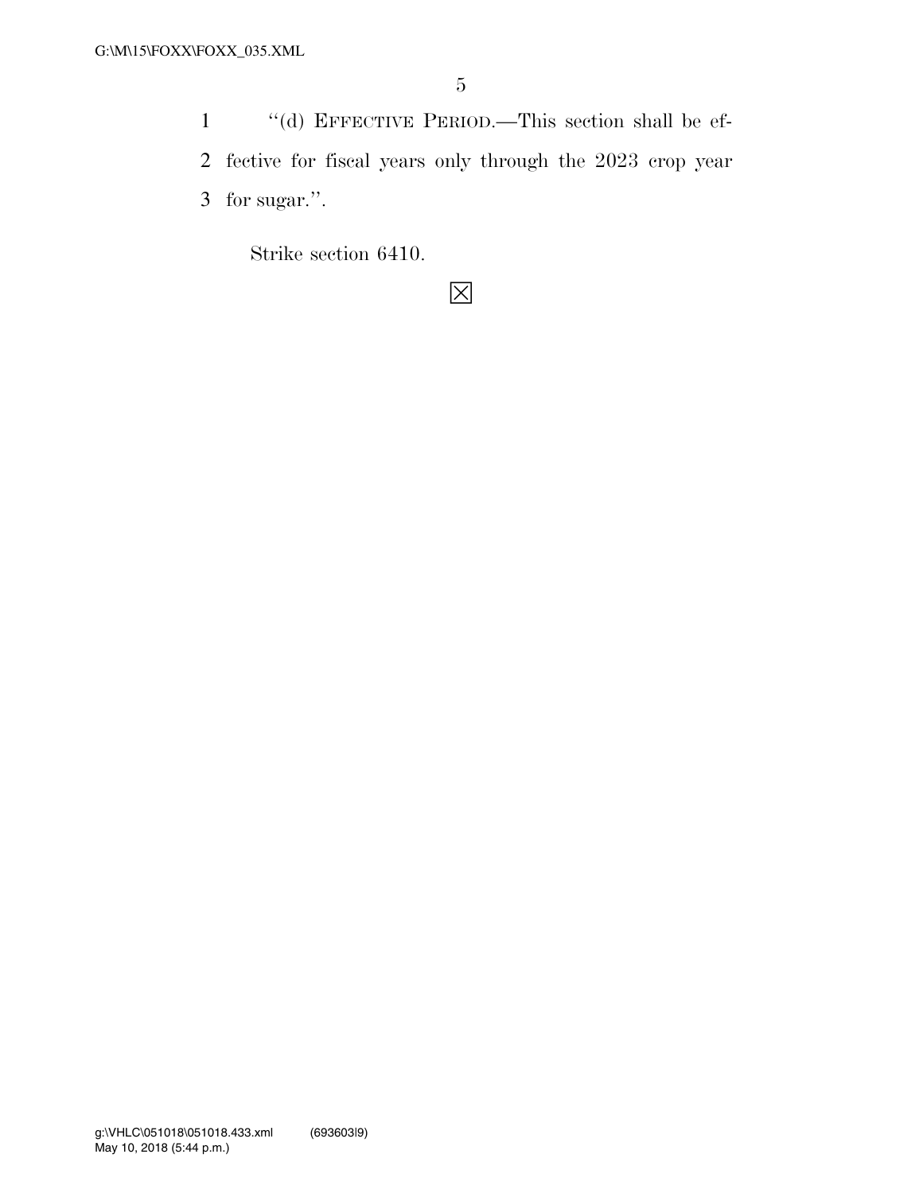"(d) EFFECTIVE PERIOD.—This section shall be effective for fiscal years only through the 2023 crop year for sugar.".

Strike section 6410.